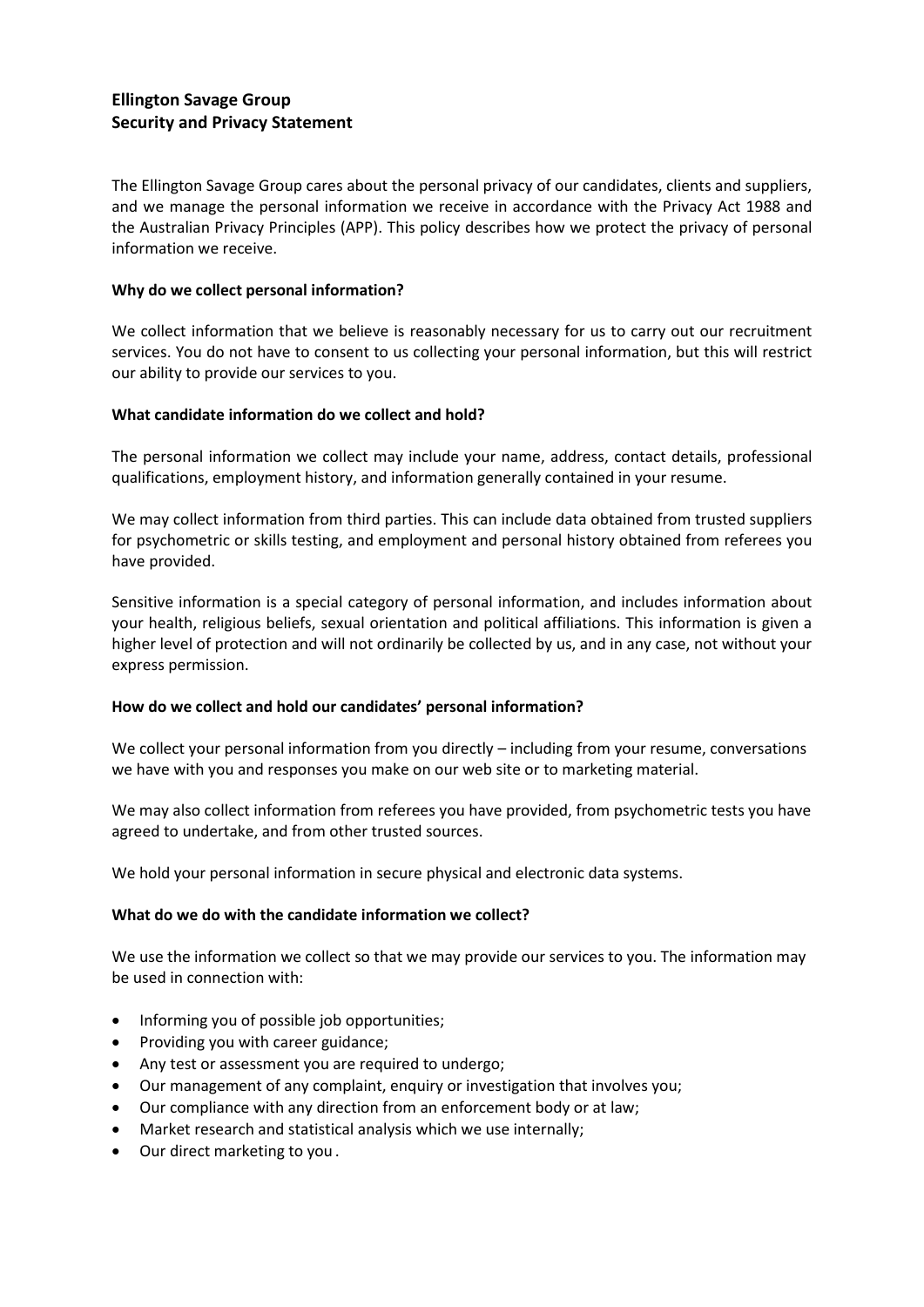# Ellington Savage Group
# Security and Privacy Statement

The Ellington Savage Group cares about the personal privacy of our candidates, clients and suppliers, and we manage the personal information we receive in accordance with the Privacy Act 1988 and the Australian Privacy Principles (APP). This policy describes how we protect the privacy of personal information we receive.

**Why do we collect personal information?**

We collect information that we believe is reasonably necessary for us to carry out our recruitment services. You do not have to consent to us collecting your personal information, but this will restrict our ability to provide our services to you.

**What candidate information do we collect and hold?**

The personal information we collect may include your name, address, contact details, professional qualifications, employment history, and information generally contained in your resume.

We may collect information from third parties. This can include data obtained from trusted suppliers for psychometric or skills testing, and employment and personal history obtained from referees you have provided.

Sensitive information is a special category of personal information, and includes information about your health, religious beliefs, sexual orientation and political affiliations. This information is given a higher level of protection and will not ordinarily be collected by us, and in any case, not without your express permission.

**How do we collect and hold our candidates' personal information?**

We collect your personal information from you directly – including from your resume, conversations we have with you and responses you make on our web site or to marketing material.

We may also collect information from referees you have provided, from psychometric tests you have agreed to undertake, and from other trusted sources.

We hold your personal information in secure physical and electronic data systems.

**What do we do with the candidate information we collect?**

We use the information we collect so that we may provide our services to you. The information may be used in connection with:

- Informing you of possible job opportunities;
- Providing you with career guidance;
- Any test or assessment you are required to undergo;
- Our management of any complaint, enquiry or investigation that involves you;
- Our compliance with any direction from an enforcement body or at law;
- Market research and statistical analysis which we use internally;
- Our direct marketing to you .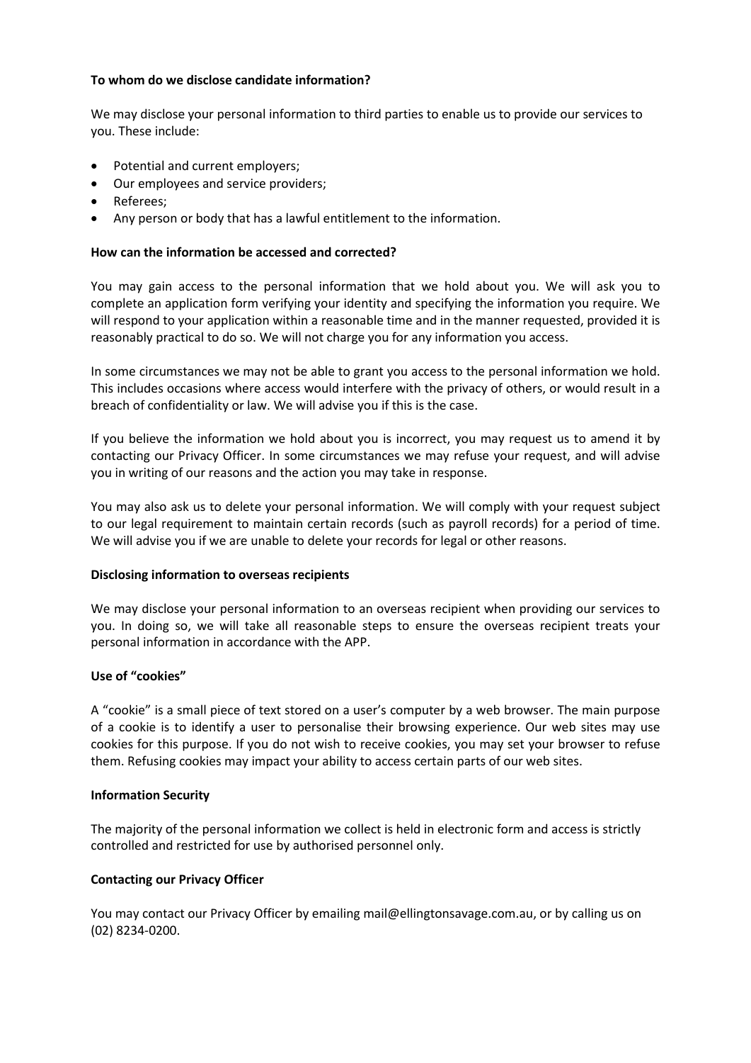**To whom do we disclose candidate information?**

We may disclose your personal information to third parties to enable us to provide our services to you. These include:

- Potential and current employers;
- Our employees and service providers;
- Referees;
- Any person or body that has a lawful entitlement to the information.

**How can the information be accessed and corrected?**

You may gain access to the personal information that we hold about you. We will ask you to complete an application form verifying your identity and specifying the information you require. We will respond to your application within a reasonable time and in the manner requested, provided it is reasonably practical to do so. We will not charge you for any information you access.

In some circumstances we may not be able to grant you access to the personal information we hold. This includes occasions where access would interfere with the privacy of others, or would result in a breach of confidentiality or law. We will advise you if this is the case.

If you believe the information we hold about you is incorrect, you may request us to amend it by contacting our Privacy Officer. In some circumstances we may refuse your request, and will advise you in writing of our reasons and the action you may take in response.

You may also ask us to delete your personal information. We will comply with your request subject to our legal requirement to maintain certain records (such as payroll records) for a period of time. We will advise you if we are unable to delete your records for legal or other reasons.

**Disclosing information to overseas recipients**

We may disclose your personal information to an overseas recipient when providing our services to you. In doing so, we will take all reasonable steps to ensure the overseas recipient treats your personal information in accordance with the APP.

**Use of "cookies"**

A "cookie" is a small piece of text stored on a user's computer by a web browser. The main purpose of a cookie is to identify a user to personalise their browsing experience. Our web sites may use cookies for this purpose. If you do not wish to receive cookies, you may set your browser to refuse them. Refusing cookies may impact your ability to access certain parts of our web sites.

**Information Security**

The majority of the personal information we collect is held in electronic form and access is strictly controlled and restricted for use by authorised personnel only.

**Contacting our Privacy Officer**

You may contact our Privacy Officer by emailing mail@ellingtonsavage.com.au, or by calling us on (02) 8234-0200.